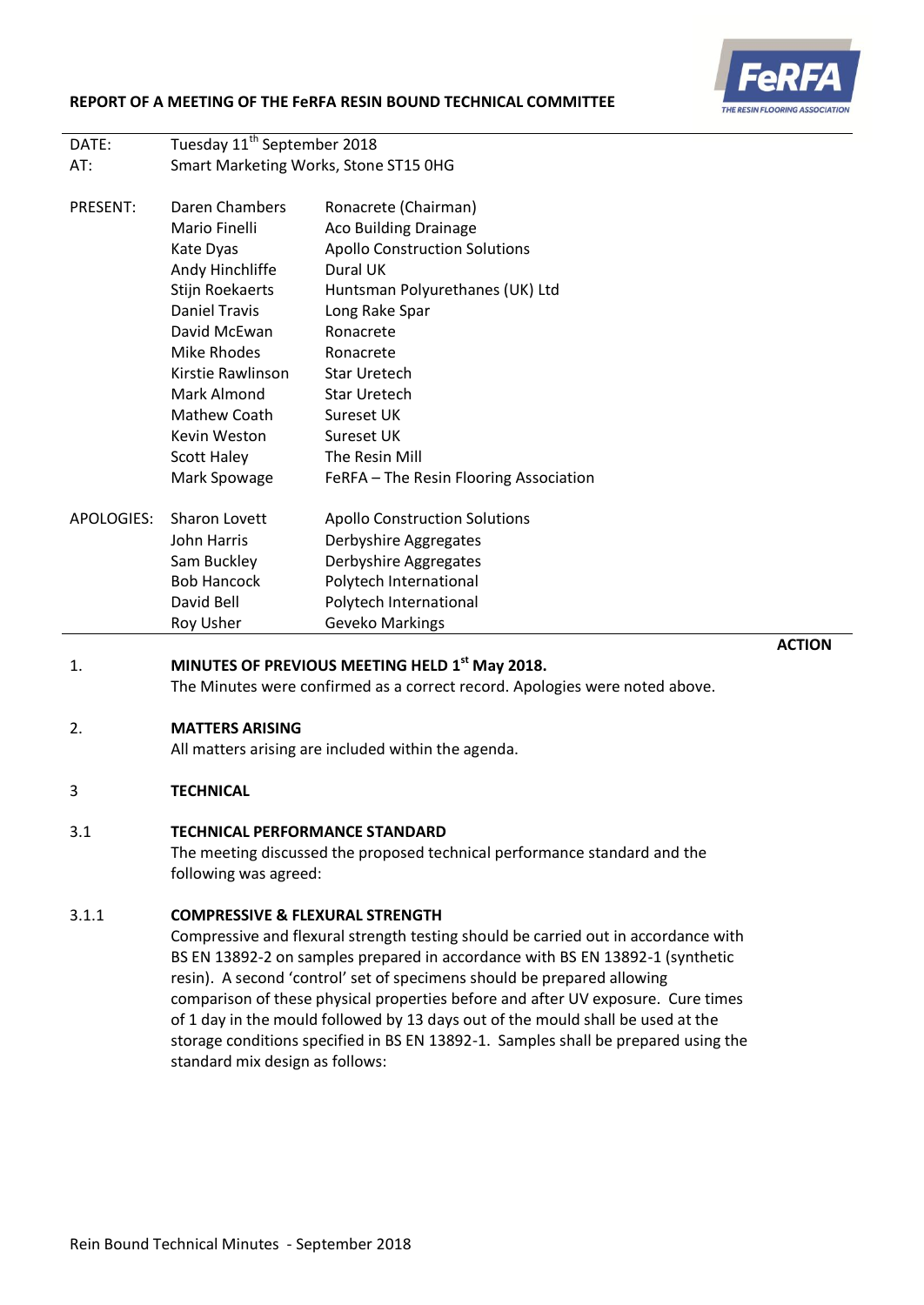**REPORT OF A MEETING OF THE FeRFA RESIN BOUND TECHNICAL COMMITTEE**

| | | |
|---|---|---|
| DATE: | Tuesday 11th September 2018 | |
| AT: | Smart Marketing Works, Stone ST15 0HG | |
| PRESENT: | Daren Chambers | Ronacrete (Chairman) |
| | Mario Finelli | Aco Building Drainage |
| | Kate Dyas | Apollo Construction Solutions |
| | Andy Hinchliffe | Dural UK |
| | Stijn Roekaerts | Huntsman Polyurethanes (UK) Ltd |
| | Daniel Travis | Long Rake Spar |
| | David McEwan | Ronacrete |
| | Mike Rhodes | Ronacrete |
| | Kirstie Rawlinson | Star Uretech |
| | Mark Almond | Star Uretech |
| | Mathew Coath | Sureset UK |
| | Kevin Weston | Sureset UK |
| | Scott Haley | The Resin Mill |
| | Mark Spowage | FeRFA – The Resin Flooring Association |
| APOLOGIES: | Sharon Lovett | Apollo Construction Solutions |
| | John Harris | Derbyshire Aggregates |
| | Sam Buckley | Derbyshire Aggregates |
| | Bob Hancock | Polytech International |
| | David Bell | Polytech International |
| | Roy Usher | Geveko Markings |

**ACTION**

1. **MINUTES OF PREVIOUS MEETING HELD 1st May 2018.**

The Minutes were confirmed as a correct record. Apologies were noted above.

2. **MATTERS ARISING**

All matters arising are included within the agenda.

3 **TECHNICAL**

3.1 **TECHNICAL PERFORMANCE STANDARD**

The meeting discussed the proposed technical performance standard and the following was agreed:

3.1.1 **COMPRESSIVE & FLEXURAL STRENGTH**

Compressive and flexural strength testing should be carried out in accordance with BS EN 13892-2 on samples prepared in accordance with BS EN 13892-1 (synthetic resin). A second 'control' set of specimens should be prepared allowing comparison of these physical properties before and after UV exposure. Cure times of 1 day in the mould followed by 13 days out of the mould shall be used at the storage conditions specified in BS EN 13892-1. Samples shall be prepared using the standard mix design as follows: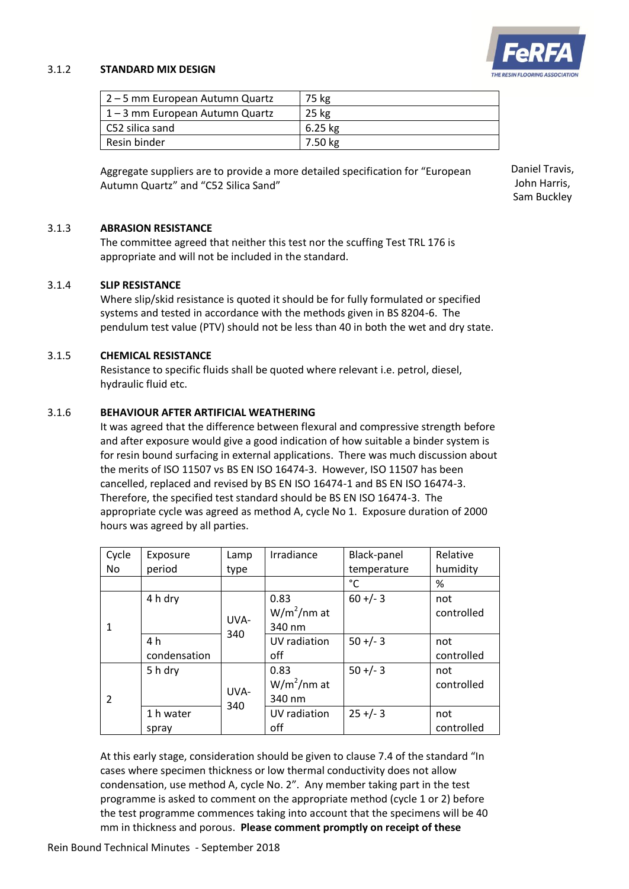### 3.1.2 STANDARD MIX DESIGN

| | |
|---|---|
| 2 – 5 mm European Autumn Quartz | 75 kg |
| 1 – 3 mm European Autumn Quartz | 25 kg |
| C52 silica sand | 6.25 kg |
| Resin binder | 7.50 kg |

Aggregate suppliers are to provide a more detailed specification for "European Autumn Quartz" and "C52 Silica Sand"

Daniel Travis, John Harris, Sam Buckley

### 3.1.3 ABRASION RESISTANCE

The committee agreed that neither this test nor the scuffing Test TRL 176 is appropriate and will not be included in the standard.

### 3.1.4 SLIP RESISTANCE

Where slip/skid resistance is quoted it should be for fully formulated or specified systems and tested in accordance with the methods given in BS 8204-6. The pendulum test value (PTV) should not be less than 40 in both the wet and dry state.

### 3.1.5 CHEMICAL RESISTANCE

Resistance to specific fluids shall be quoted where relevant i.e. petrol, diesel, hydraulic fluid etc.

### 3.1.6 BEHAVIOUR AFTER ARTIFICIAL WEATHERING

It was agreed that the difference between flexural and compressive strength before and after exposure would give a good indication of how suitable a binder system is for resin bound surfacing in external applications. There was much discussion about the merits of ISO 11507 vs BS EN ISO 16474-3. However, ISO 11507 has been cancelled, replaced and revised by BS EN ISO 16474-1 and BS EN ISO 16474-3. Therefore, the specified test standard should be BS EN ISO 16474-3. The appropriate cycle was agreed as method A, cycle No 1. Exposure duration of 2000 hours was agreed by all parties.

| Cycle No | Exposure period | Lamp type | Irradiance | Black-panel temperature | Relative humidity |
|---|---|---|---|---|---|
| | | | | °C | % |
| 1 | 4 h dry | UVA-340 | 0.83 $W/m^2/nm$ at 340 nm | 60 +/- 3 | not controlled |
| | 4 h condensation | | UV radiation off | 50 +/- 3 | not controlled |
| 2 | 5 h dry | UVA-340 | 0.83 $W/m^2/nm$ at 340 nm | 50 +/- 3 | not controlled |
| | 1 h water spray | | UV radiation off | 25 +/- 3 | not controlled |

At this early stage, consideration should be given to clause 7.4 of the standard "In cases where specimen thickness or low thermal conductivity does not allow condensation, use method A, cycle No. 2". Any member taking part in the test programme is asked to comment on the appropriate method (cycle 1 or 2) before the test programme commences taking into account that the specimens will be 40 mm in thickness and porous. **Please comment promptly on receipt of these**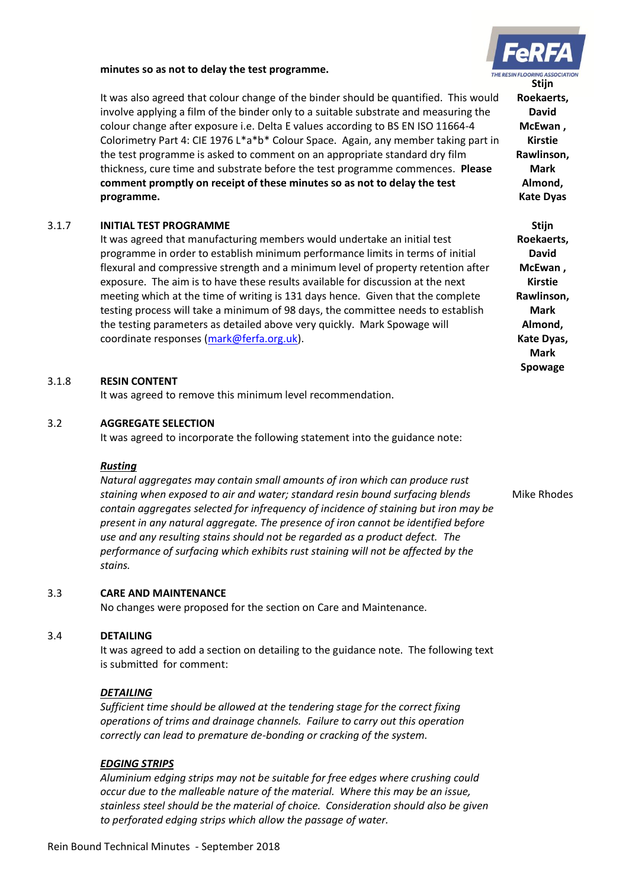**minutes so as not to delay the test programme.**

It was also agreed that colour change of the binder should be quantified. This would involve applying a film of the binder only to a suitable substrate and measuring the colour change after exposure i.e. Delta E values according to BS EN ISO 11664-4 Colorimetry Part 4: CIE 1976 L*a*b* Colour Space. Again, any member taking part in the test programme is asked to comment on an appropriate standard dry film thickness, cure time and substrate before the test programme commences. **Please comment promptly on receipt of these minutes so as not to delay the test programme.**

**Stijn Roekaerts, David McEwan, Kirstie Rawlinson, Mark Almond, Kate Dyas**

3.1.7 **INITIAL TEST PROGRAMME**

It was agreed that manufacturing members would undertake an initial test programme in order to establish minimum performance limits in terms of initial flexural and compressive strength and a minimum level of property retention after exposure. The aim is to have these results available for discussion at the next meeting which at the time of writing is 131 days hence. Given that the complete testing process will take a minimum of 98 days, the committee needs to establish the testing parameters as detailed above very quickly. Mark Spowage will coordinate responses (mark@ferfa.org.uk).

**Stijn Roekaerts, David McEwan, Kirstie Rawlinson, Mark Almond, Kate Dyas, Mark Spowage**

3.1.8 **RESIN CONTENT**

It was agreed to remove this minimum level recommendation.

3.2 **AGGREGATE SELECTION**

It was agreed to incorporate the following statement into the guidance note:

***Rusting***

*Natural aggregates may contain small amounts of iron which can produce rust staining when exposed to air and water; standard resin bound surfacing blends contain aggregates selected for infrequency of incidence of staining but iron may be present in any natural aggregate. The presence of iron cannot be identified before use and any resulting stains should not be regarded as a product defect. The performance of surfacing which exhibits rust staining will not be affected by the stains.*

Mike Rhodes

3.3 **CARE AND MAINTENANCE**

No changes were proposed for the section on Care and Maintenance.

3.4 **DETAILING**

It was agreed to add a section on detailing to the guidance note. The following text is submitted for comment:

***DETAILING***

*Sufficient time should be allowed at the tendering stage for the correct fixing operations of trims and drainage channels. Failure to carry out this operation correctly can lead to premature de-bonding or cracking of the system.*

***EDGING STRIPS***

*Aluminium edging strips may not be suitable for free edges where crushing could occur due to the malleable nature of the material. Where this may be an issue, stainless steel should be the material of choice. Consideration should also be given to perforated edging strips which allow the passage of water.*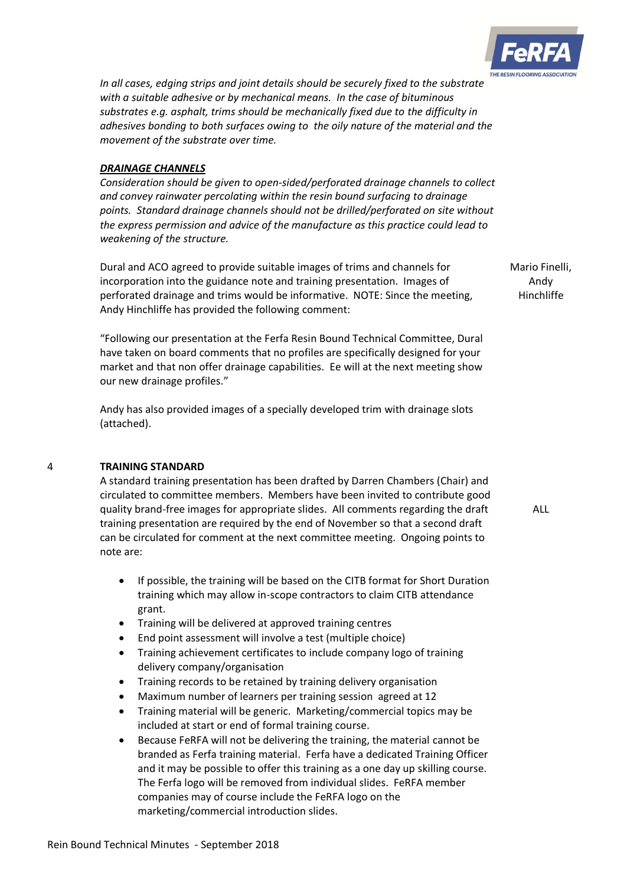*In all cases, edging strips and joint details should be securely fixed to the substrate with a suitable adhesive or by mechanical means. In the case of bituminous substrates e.g. asphalt, trims should be mechanically fixed due to the difficulty in adhesives bonding to both surfaces owing to the oily nature of the material and the movement of the substrate over time.*

***DRAINAGE CHANNELS***

*Consideration should be given to open-sided/perforated drainage channels to collect and convey rainwater percolating within the resin bound surfacing to drainage points. Standard drainage channels should not be drilled/perforated on site without the express permission and advice of the manufacture as this practice could lead to weakening of the structure.*

Dural and ACO agreed to provide suitable images of trims and channels for incorporation into the guidance note and training presentation. Images of perforated drainage and trims would be informative. NOTE: Since the meeting, Andy Hinchliffe has provided the following comment: — **Mario Finelli, Andy Hinchliffe**

"Following our presentation at the Ferfa Resin Bound Technical Committee, Dural have taken on board comments that no profiles are specifically designed for your market and that non offer drainage capabilities. Ee will at the next meeting show our new drainage profiles."

Andy has also provided images of a specially developed trim with drainage slots (attached).

## 4 TRAINING STANDARD

A standard training presentation has been drafted by Darren Chambers (Chair) and circulated to committee members. Members have been invited to contribute good quality brand-free images for appropriate slides. All comments regarding the draft training presentation are required by the end of November so that a second draft can be circulated for comment at the next committee meeting. Ongoing points to note are: — **ALL**

- If possible, the training will be based on the CITB format for Short Duration training which may allow in-scope contractors to claim CITB attendance grant.
- Training will be delivered at approved training centres
- End point assessment will involve a test (multiple choice)
- Training achievement certificates to include company logo of training delivery company/organisation
- Training records to be retained by training delivery organisation
- Maximum number of learners per training session agreed at 12
- Training material will be generic. Marketing/commercial topics may be included at start or end of formal training course.
- Because FeRFA will not be delivering the training, the material cannot be branded as Ferfa training material. Ferfa have a dedicated Training Officer and it may be possible to offer this training as a one day up skilling course. The Ferfa logo will be removed from individual slides. FeRFA member companies may of course include the FeRFA logo on the marketing/commercial introduction slides.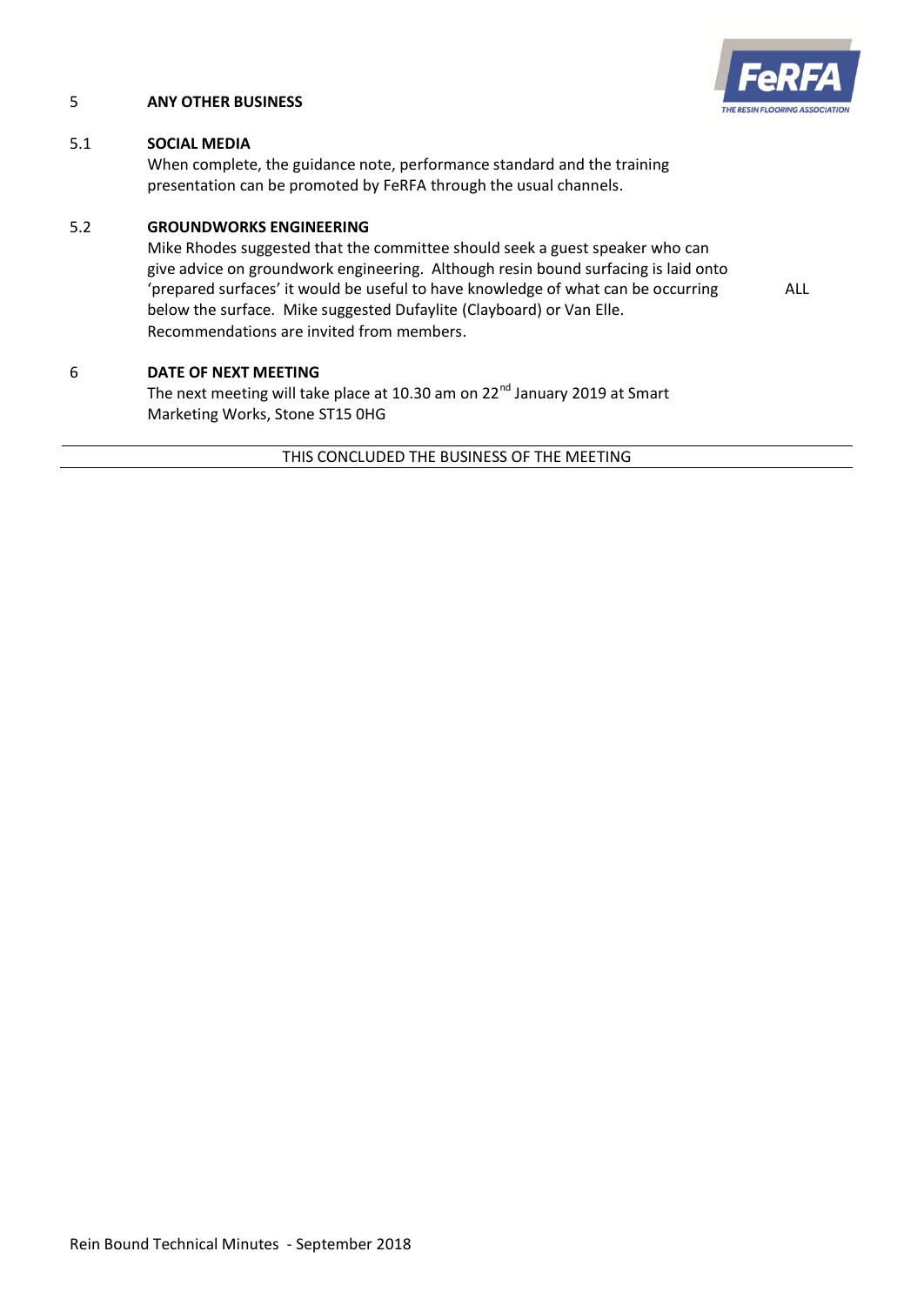## 5 ANY OTHER BUSINESS

### 5.1 SOCIAL MEDIA

When complete, the guidance note, performance standard and the training presentation can be promoted by FeRFA through the usual channels.

### 5.2 GROUNDWORKS ENGINEERING

Mike Rhodes suggested that the committee should seek a guest speaker who can give advice on groundwork engineering. Although resin bound surfacing is laid onto 'prepared surfaces' it would be useful to have knowledge of what can be occurring below the surface. Mike suggested Dufaylite (Clayboard) or Van Elle. Recommendations are invited from members. — ALL

## 6 DATE OF NEXT MEETING

The next meeting will take place at 10.30 am on 22nd January 2019 at Smart Marketing Works, Stone ST15 0HG

THIS CONCLUDED THE BUSINESS OF THE MEETING